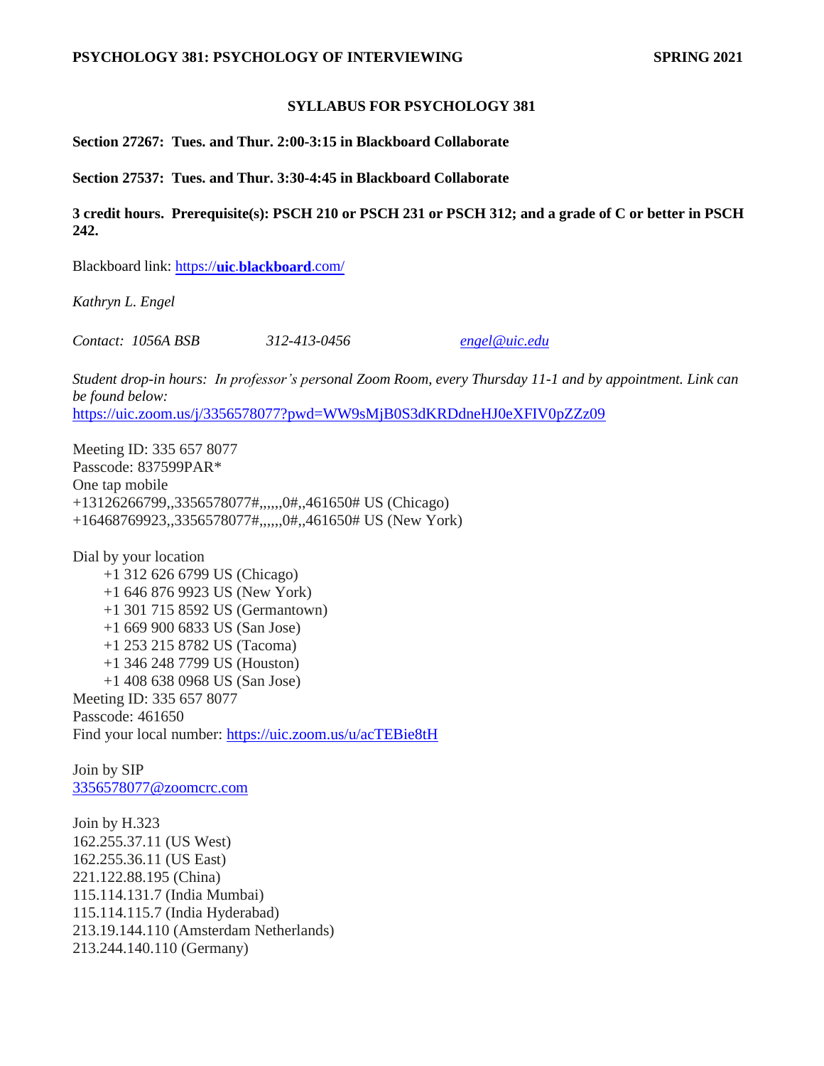**PSYCHOLOGY 381: PSYCHOLOGY OF INTERVIEWING SPRING 2021**

# SYLLABUS FOR PSYCHOLOGY 381

**Section 27267: Tues. and Thur. 2:00-3:15 in Blackboard Collaborate**

**Section 27537: Tues. and Thur. 3:30-4:45 in Blackboard Collaborate**

**3 credit hours. Prerequisite(s): PSCH 210 or PSCH 231 or PSCH 312; and a grade of C or better in PSCH 242.**

Blackboard link: https://uic.blackboard.com/

*Kathryn L. Engel*

*Contact: 1056A BSB 312-413-0456 engel@uic.edu*

*Student drop-in hours: In professor's personal Zoom Room, every Thursday 11-1 and by appointment. Link can be found below:*
https://uic.zoom.us/j/3356578077?pwd=WW9sMjB0S3dKRDdneHJ0eXFIV0pZZz09

Meeting ID: 335 657 8077
Passcode: 837599PAR*
One tap mobile
+13126266799,,3356578077#,,,,,,0#,,461650# US (Chicago)
+16468769923,,3356578077#,,,,,,0#,,461650# US (New York)

Dial by your location
- +1 312 626 6799 US (Chicago)
- +1 646 876 9923 US (New York)
- +1 301 715 8592 US (Germantown)
- +1 669 900 6833 US (San Jose)
- +1 253 215 8782 US (Tacoma)
- +1 346 248 7799 US (Houston)
- +1 408 638 0968 US (San Jose)

Meeting ID: 335 657 8077
Passcode: 461650
Find your local number: https://uic.zoom.us/u/acTEBie8tH

Join by SIP
3356578077@zoomcrc.com

Join by H.323
162.255.37.11 (US West)
162.255.36.11 (US East)
221.122.88.195 (China)
115.114.131.7 (India Mumbai)
115.114.115.7 (India Hyderabad)
213.19.144.110 (Amsterdam Netherlands)
213.244.140.110 (Germany)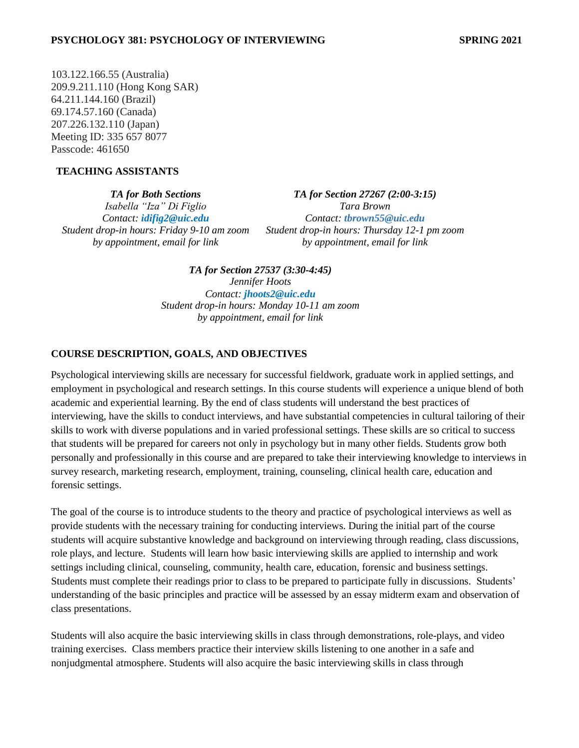103.122.166.55 (Australia)
209.9.211.110 (Hong Kong SAR)
64.211.144.160 (Brazil)
69.174.57.160 (Canada)
207.226.132.110 (Japan)
Meeting ID: 335 657 8077
Passcode: 461650

## TEACHING ASSISTANTS

***TA for Both Sections***
*Isabella "Iza" Di Figlio*
*Contact:* ***idifig2@uic.edu***
*Student drop-in hours: Friday 9-10 am zoom*
*by appointment, email for link*

***TA for Section 27267 (2:00-3:15)***
*Tara Brown*
*Contact:* ***tbrown55@uic.edu***
*Student drop-in hours: Thursday 12-1 pm zoom*
*by appointment, email for link*

***TA for Section 27537 (3:30-4:45)***
*Jennifer Hoots*
*Contact:* ***jhoots2@uic.edu***
*Student drop-in hours: Monday 10-11 am zoom*
*by appointment, email for link*

## COURSE DESCRIPTION, GOALS, AND OBJECTIVES

Psychological interviewing skills are necessary for successful fieldwork, graduate work in applied settings, and employment in psychological and research settings. In this course students will experience a unique blend of both academic and experiential learning. By the end of class students will understand the best practices of interviewing, have the skills to conduct interviews, and have substantial competencies in cultural tailoring of their skills to work with diverse populations and in varied professional settings. These skills are so critical to success that students will be prepared for careers not only in psychology but in many other fields. Students grow both personally and professionally in this course and are prepared to take their interviewing knowledge to interviews in survey research, marketing research, employment, training, counseling, clinical health care, education and forensic settings.

The goal of the course is to introduce students to the theory and practice of psychological interviews as well as provide students with the necessary training for conducting interviews. During the initial part of the course students will acquire substantive knowledge and background on interviewing through reading, class discussions, role plays, and lecture. Students will learn how basic interviewing skills are applied to internship and work settings including clinical, counseling, community, health care, education, forensic and business settings. Students must complete their readings prior to class to be prepared to participate fully in discussions. Students' understanding of the basic principles and practice will be assessed by an essay midterm exam and observation of class presentations.

Students will also acquire the basic interviewing skills in class through demonstrations, role-plays, and video training exercises. Class members practice their interview skills listening to one another in a safe and nonjudgmental atmosphere. Students will also acquire the basic interviewing skills in class through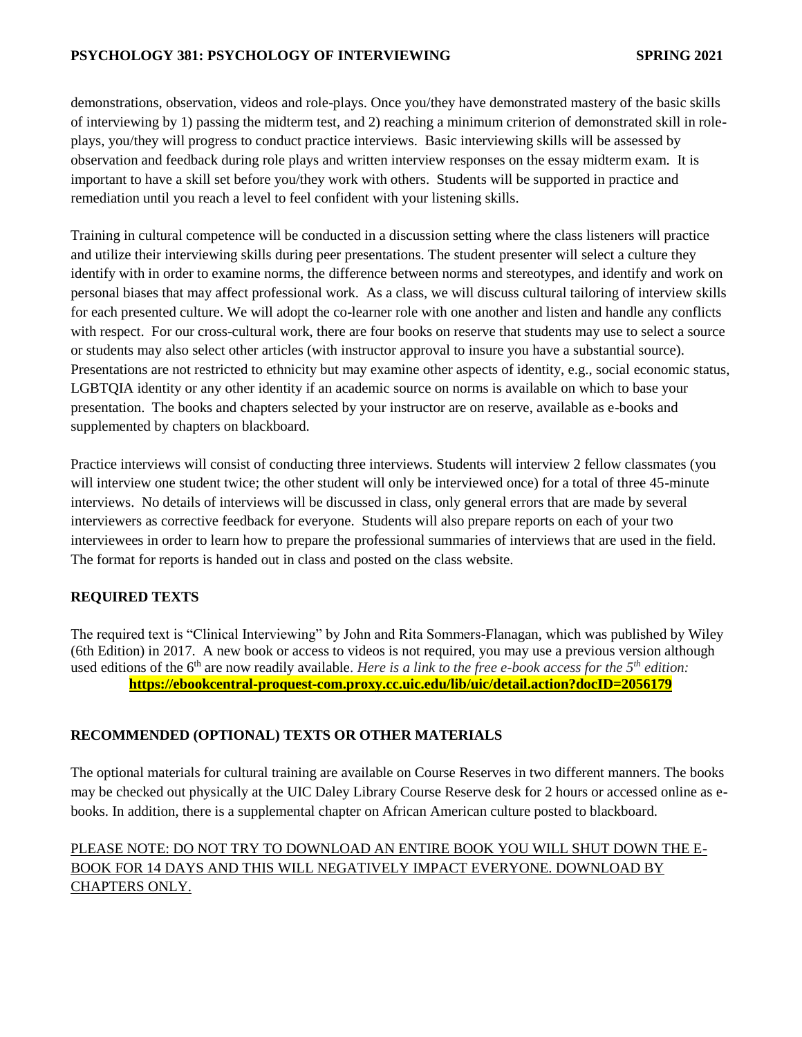demonstrations, observation, videos and role-plays. Once you/they have demonstrated mastery of the basic skills of interviewing by 1) passing the midterm test, and 2) reaching a minimum criterion of demonstrated skill in role-plays, you/they will progress to conduct practice interviews. Basic interviewing skills will be assessed by observation and feedback during role plays and written interview responses on the essay midterm exam. It is important to have a skill set before you/they work with others. Students will be supported in practice and remediation until you reach a level to feel confident with your listening skills.

Training in cultural competence will be conducted in a discussion setting where the class listeners will practice and utilize their interviewing skills during peer presentations. The student presenter will select a culture they identify with in order to examine norms, the difference between norms and stereotypes, and identify and work on personal biases that may affect professional work. As a class, we will discuss cultural tailoring of interview skills for each presented culture. We will adopt the co-learner role with one another and listen and handle any conflicts with respect. For our cross-cultural work, there are four books on reserve that students may use to select a source or students may also select other articles (with instructor approval to insure you have a substantial source). Presentations are not restricted to ethnicity but may examine other aspects of identity, e.g., social economic status, LGBTQIA identity or any other identity if an academic source on norms is available on which to base your presentation. The books and chapters selected by your instructor are on reserve, available as e-books and supplemented by chapters on blackboard.

Practice interviews will consist of conducting three interviews. Students will interview 2 fellow classmates (you will interview one student twice; the other student will only be interviewed once) for a total of three 45-minute interviews. No details of interviews will be discussed in class, only general errors that are made by several interviewers as corrective feedback for everyone. Students will also prepare reports on each of your two interviewees in order to learn how to prepare the professional summaries of interviews that are used in the field. The format for reports is handed out in class and posted on the class website.

## REQUIRED TEXTS

The required text is "Clinical Interviewing" by John and Rita Sommers-Flanagan, which was published by Wiley (6th Edition) in 2017. A new book or access to videos is not required, you may use a previous version although used editions of the 6th are now readily available. *Here is a link to the free e-book access for the 5th edition:*
**https://ebookcentral-proquest-com.proxy.cc.uic.edu/lib/uic/detail.action?docID=2056179**

## RECOMMENDED (OPTIONAL) TEXTS OR OTHER MATERIALS

The optional materials for cultural training are available on Course Reserves in two different manners. The books may be checked out physically at the UIC Daley Library Course Reserve desk for 2 hours or accessed online as e-books. In addition, there is a supplemental chapter on African American culture posted to blackboard.

<u>PLEASE NOTE: DO NOT TRY TO DOWNLOAD AN ENTIRE BOOK YOU WILL SHUT DOWN THE E-BOOK FOR 14 DAYS AND THIS WILL NEGATIVELY IMPACT EVERYONE. DOWNLOAD BY CHAPTERS ONLY.</u>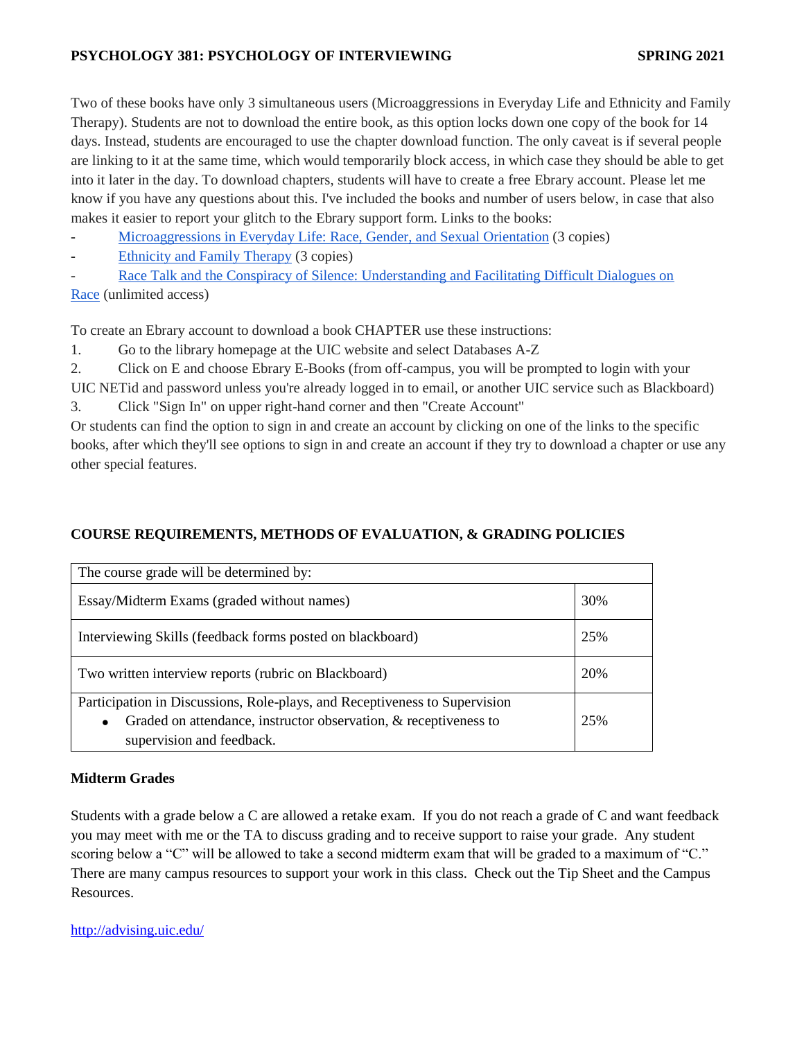Two of these books have only 3 simultaneous users (Microaggressions in Everyday Life and Ethnicity and Family Therapy). Students are not to download the entire book, as this option locks down one copy of the book for 14 days. Instead, students are encouraged to use the chapter download function. The only caveat is if several people are linking to it at the same time, which would temporarily block access, in which case they should be able to get into it later in the day. To download chapters, students will have to create a free Ebrary account. Please let me know if you have any questions about this. I've included the books and number of users below, in case that also makes it easier to report your glitch to the Ebrary support form. Links to the books:

- Microaggressions in Everyday Life: Race, Gender, and Sexual Orientation (3 copies)
- Ethnicity and Family Therapy (3 copies)
- Race Talk and the Conspiracy of Silence: Understanding and Facilitating Difficult Dialogues on Race (unlimited access)

To create an Ebrary account to download a book CHAPTER use these instructions:

1. Go to the library homepage at the UIC website and select Databases A-Z
2. Click on E and choose Ebrary E-Books (from off-campus, you will be prompted to login with your UIC NETid and password unless you're already logged in to email, or another UIC service such as Blackboard)
3. Click "Sign In" on upper right-hand corner and then "Create Account"

Or students can find the option to sign in and create an account by clicking on one of the links to the specific books, after which they'll see options to sign in and create an account if they try to download a chapter or use any other special features.

## COURSE REQUIREMENTS, METHODS OF EVALUATION, & GRADING POLICIES

| The course grade will be determined by: | |
|---|---|
| Essay/Midterm Exams (graded without names) | 30% |
| Interviewing Skills (feedback forms posted on blackboard) | 25% |
| Two written interview reports (rubric on Blackboard) | 20% |
| Participation in Discussions, Role-plays, and Receptiveness to Supervision<br>• Graded on attendance, instructor observation, & receptiveness to supervision and feedback. | 25% |

### Midterm Grades

Students with a grade below a C are allowed a retake exam. If you do not reach a grade of C and want feedback you may meet with me or the TA to discuss grading and to receive support to raise your grade. Any student scoring below a "C" will be allowed to take a second midterm exam that will be graded to a maximum of "C." There are many campus resources to support your work in this class. Check out the Tip Sheet and the Campus Resources.

http://advising.uic.edu/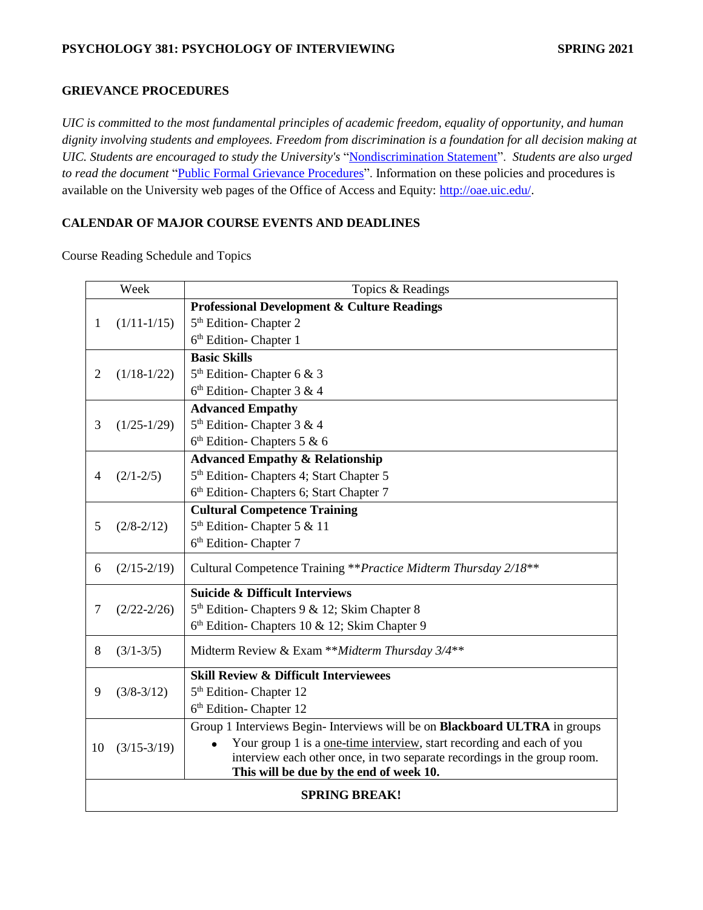## GRIEVANCE PROCEDURES

*UIC is committed to the most fundamental principles of academic freedom, equality of opportunity, and human dignity involving students and employees. Freedom from discrimination is a foundation for all decision making at UIC. Students are encouraged to study the University's* "Nondiscrimination Statement". *Students are also urged to read the document* "Public Formal Grievance Procedures". Information on these policies and procedures is available on the University web pages of the Office of Access and Equity: http://oae.uic.edu/.

## CALENDAR OF MAJOR COURSE EVENTS AND DEADLINES

Course Reading Schedule and Topics

| Week | Topics & Readings |
|---|---|
| 1 (1/11-1/15) | **Professional Development & Culture Readings**<br>5th Edition- Chapter 2<br>6th Edition- Chapter 1 |
| 2 (1/18-1/22) | **Basic Skills**<br>5th Edition- Chapter 6 & 3<br>6th Edition- Chapter 3 & 4 |
| 3 (1/25-1/29) | **Advanced Empathy**<br>5th Edition- Chapter 3 & 4<br>6th Edition- Chapters 5 & 6 |
| 4 (2/1-2/5) | **Advanced Empathy & Relationship**<br>5th Edition- Chapters 4; Start Chapter 5<br>6th Edition- Chapters 6; Start Chapter 7 |
| 5 (2/8-2/12) | **Cultural Competence Training**<br>5th Edition- Chapter 5 & 11<br>6th Edition- Chapter 7 |
| 6 (2/15-2/19) | Cultural Competence Training ***Practice Midterm Thursday 2/18*** |
| 7 (2/22-2/26) | **Suicide & Difficult Interviews**<br>5th Edition- Chapters 9 & 12; Skim Chapter 8<br>6th Edition- Chapters 10 & 12; Skim Chapter 9 |
| 8 (3/1-3/5) | Midterm Review & Exam ***Midterm Thursday 3/4*** |
| 9 (3/8-3/12) | **Skill Review & Difficult Interviewees**<br>5th Edition- Chapter 12<br>6th Edition- Chapter 12 |
| 10 (3/15-3/19) | Group 1 Interviews Begin- Interviews will be on **Blackboard ULTRA** in groups<br>• Your group 1 is a one-time interview, start recording and each of you interview each other once, in two separate recordings in the group room. **This will be due by the end of week 10.** |
| **SPRING BREAK!** | |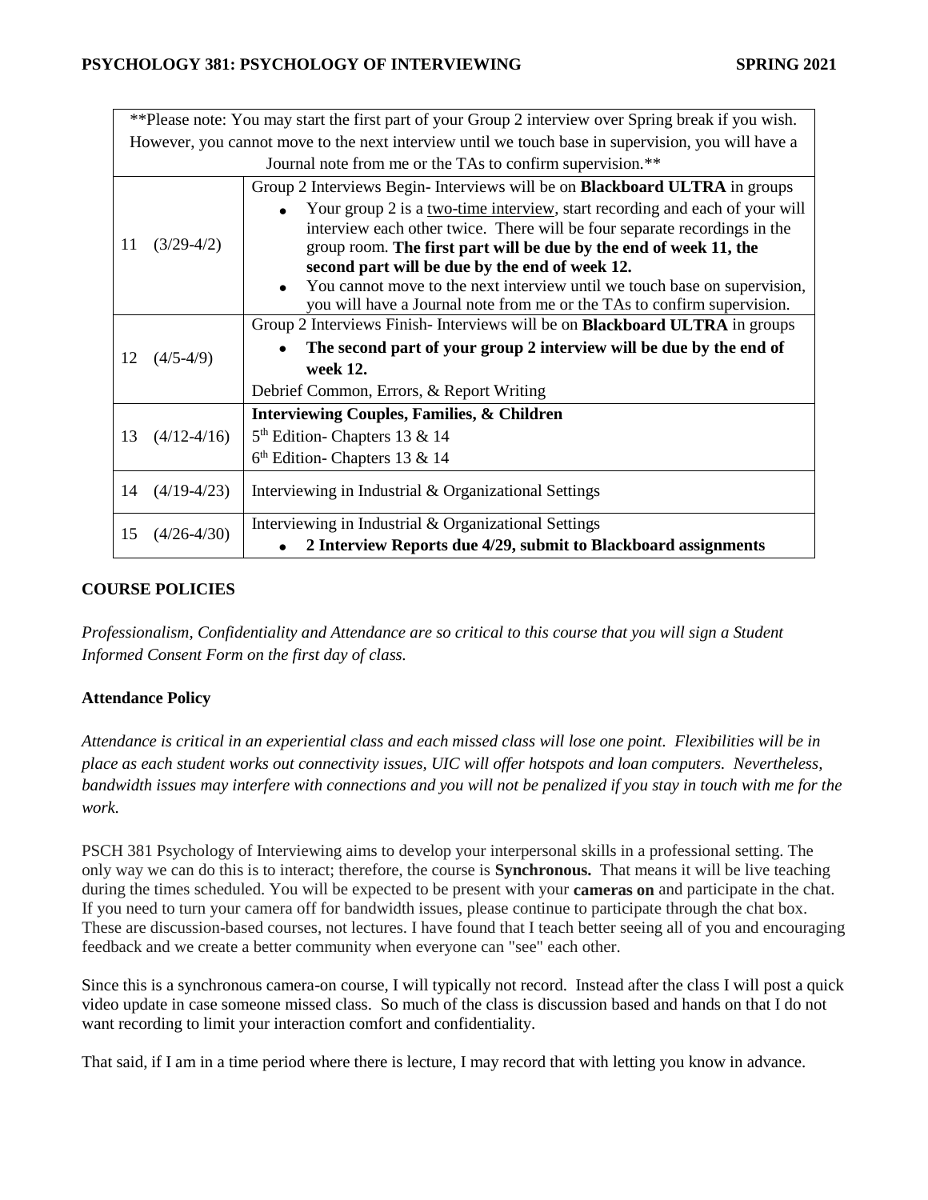| | |
|---|---|
| **Please note: You may start the first part of your Group 2 interview over Spring break if you wish. However, you cannot move to the next interview until we touch base in supervision, you will have a Journal note from me or the TAs to confirm supervision.** | |
| 11 (3/29-4/2) | Group 2 Interviews Begin- Interviews will be on **Blackboard ULTRA** in groups<br>• Your group 2 is a two-time interview, start recording and each of your will interview each other twice. There will be four separate recordings in the group room. **The first part will be due by the end of week 11, the second part will be due by the end of week 12.**<br>• You cannot move to the next interview until we touch base on supervision, you will have a Journal note from me or the TAs to confirm supervision. |
| 12 (4/5-4/9) | Group 2 Interviews Finish- Interviews will be on **Blackboard ULTRA** in groups<br>• **The second part of your group 2 interview will be due by the end of week 12.**<br>Debrief Common, Errors, & Report Writing |
| 13 (4/12-4/16) | **Interviewing Couples, Families, & Children**<br>5th Edition- Chapters 13 & 14<br>6th Edition- Chapters 13 & 14 |
| 14 (4/19-4/23) | Interviewing in Industrial & Organizational Settings |
| 15 (4/26-4/30) | Interviewing in Industrial & Organizational Settings<br>• **2 Interview Reports due 4/29, submit to Blackboard assignments** |

## COURSE POLICIES

*Professionalism, Confidentiality and Attendance are so critical to this course that you will sign a Student Informed Consent Form on the first day of class.*

### Attendance Policy

*Attendance is critical in an experiential class and each missed class will lose one point. Flexibilities will be in place as each student works out connectivity issues, UIC will offer hotspots and loan computers. Nevertheless, bandwidth issues may interfere with connections and you will not be penalized if you stay in touch with me for the work.*

PSCH 381 Psychology of Interviewing aims to develop your interpersonal skills in a professional setting. The only way we can do this is to interact; therefore, the course is **Synchronous.** That means it will be live teaching during the times scheduled. You will be expected to be present with your **cameras on** and participate in the chat. If you need to turn your camera off for bandwidth issues, please continue to participate through the chat box. These are discussion-based courses, not lectures. I have found that I teach better seeing all of you and encouraging feedback and we create a better community when everyone can "see" each other.

Since this is a synchronous camera-on course, I will typically not record. Instead after the class I will post a quick video update in case someone missed class. So much of the class is discussion based and hands on that I do not want recording to limit your interaction comfort and confidentiality.

That said, if I am in a time period where there is lecture, I may record that with letting you know in advance.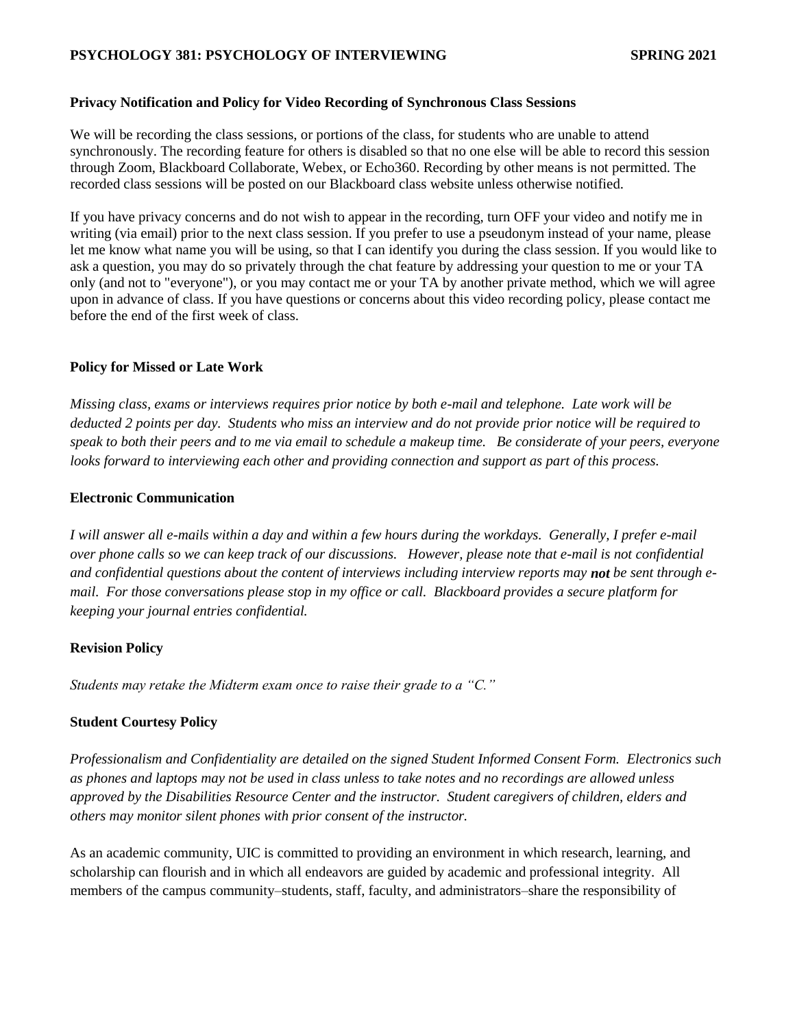**Privacy Notification and Policy for Video Recording of Synchronous Class Sessions**

We will be recording the class sessions, or portions of the class, for students who are unable to attend synchronously. The recording feature for others is disabled so that no one else will be able to record this session through Zoom, Blackboard Collaborate, Webex, or Echo360. Recording by other means is not permitted. The recorded class sessions will be posted on our Blackboard class website unless otherwise notified.

If you have privacy concerns and do not wish to appear in the recording, turn OFF your video and notify me in writing (via email) prior to the next class session. If you prefer to use a pseudonym instead of your name, please let me know what name you will be using, so that I can identify you during the class session. If you would like to ask a question, you may do so privately through the chat feature by addressing your question to me or your TA only (and not to "everyone"), or you may contact me or your TA by another private method, which we will agree upon in advance of class. If you have questions or concerns about this video recording policy, please contact me before the end of the first week of class.

**Policy for Missed or Late Work**

*Missing class, exams or interviews requires prior notice by both e-mail and telephone. Late work will be deducted 2 points per day. Students who miss an interview and do not provide prior notice will be required to speak to both their peers and to me via email to schedule a makeup time. Be considerate of your peers, everyone looks forward to interviewing each other and providing connection and support as part of this process.*

**Electronic Communication**

*I will answer all e-mails within a day and within a few hours during the workdays. Generally, I prefer e-mail over phone calls so we can keep track of our discussions. However, please note that e-mail is not confidential and confidential questions about the content of interviews including interview reports may* ***not*** *be sent through e-mail. For those conversations please stop in my office or call. Blackboard provides a secure platform for keeping your journal entries confidential.*

**Revision Policy**

*Students may retake the Midterm exam once to raise their grade to a "C."*

**Student Courtesy Policy**

*Professionalism and Confidentiality are detailed on the signed Student Informed Consent Form. Electronics such as phones and laptops may not be used in class unless to take notes and no recordings are allowed unless approved by the Disabilities Resource Center and the instructor. Student caregivers of children, elders and others may monitor silent phones with prior consent of the instructor.*

As an academic community, UIC is committed to providing an environment in which research, learning, and scholarship can flourish and in which all endeavors are guided by academic and professional integrity. All members of the campus community–students, staff, faculty, and administrators–share the responsibility of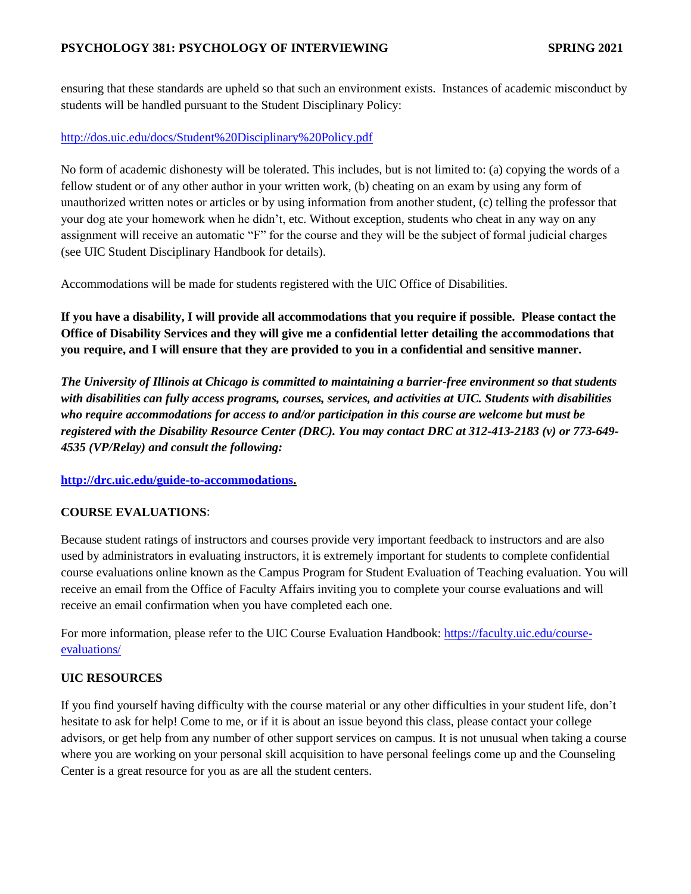ensuring that these standards are upheld so that such an environment exists. Instances of academic misconduct by students will be handled pursuant to the Student Disciplinary Policy:

http://dos.uic.edu/docs/Student%20Disciplinary%20Policy.pdf

No form of academic dishonesty will be tolerated. This includes, but is not limited to: (a) copying the words of a fellow student or of any other author in your written work, (b) cheating on an exam by using any form of unauthorized written notes or articles or by using information from another student, (c) telling the professor that your dog ate your homework when he didn't, etc. Without exception, students who cheat in any way on any assignment will receive an automatic "F" for the course and they will be the subject of formal judicial charges (see UIC Student Disciplinary Handbook for details).

Accommodations will be made for students registered with the UIC Office of Disabilities.

**If you have a disability, I will provide all accommodations that you require if possible. Please contact the Office of Disability Services and they will give me a confidential letter detailing the accommodations that you require, and I will ensure that they are provided to you in a confidential and sensitive manner.**

***The University of Illinois at Chicago is committed to maintaining a barrier-free environment so that students with disabilities can fully access programs, courses, services, and activities at UIC. Students with disabilities who require accommodations for access to and/or participation in this course are welcome but must be registered with the Disability Resource Center (DRC). You may contact DRC at 312-413-2183 (v) or 773-649-4535 (VP/Relay) and consult the following:***

**http://drc.uic.edu/guide-to-accommodations.**

**COURSE EVALUATIONS**:

Because student ratings of instructors and courses provide very important feedback to instructors and are also used by administrators in evaluating instructors, it is extremely important for students to complete confidential course evaluations online known as the Campus Program for Student Evaluation of Teaching evaluation. You will receive an email from the Office of Faculty Affairs inviting you to complete your course evaluations and will receive an email confirmation when you have completed each one.

For more information, please refer to the UIC Course Evaluation Handbook: https://faculty.uic.edu/course-evaluations/

**UIC RESOURCES**

If you find yourself having difficulty with the course material or any other difficulties in your student life, don't hesitate to ask for help! Come to me, or if it is about an issue beyond this class, please contact your college advisors, or get help from any number of other support services on campus. It is not unusual when taking a course where you are working on your personal skill acquisition to have personal feelings come up and the Counseling Center is a great resource for you as are all the student centers.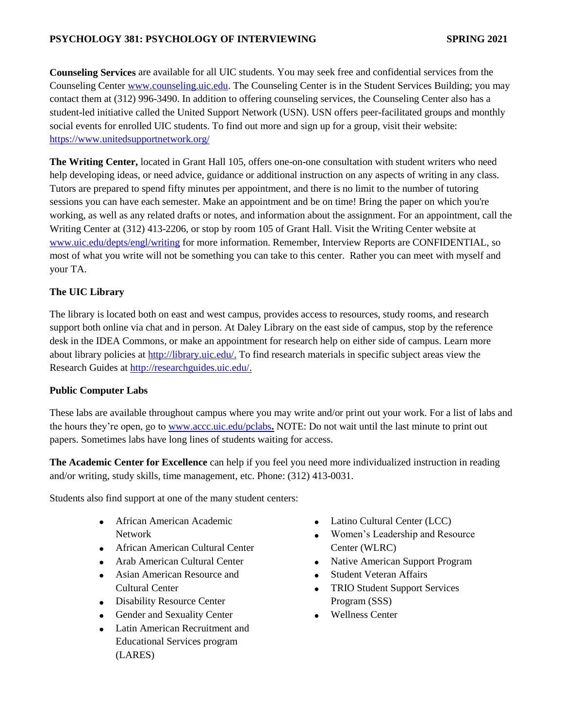**Counseling Services** are available for all UIC students. You may seek free and confidential services from the Counseling Center www.counseling.uic.edu. The Counseling Center is in the Student Services Building; you may contact them at (312) 996-3490. In addition to offering counseling services, the Counseling Center also has a student-led initiative called the United Support Network (USN). USN offers peer-facilitated groups and monthly social events for enrolled UIC students. To find out more and sign up for a group, visit their website: https://www.unitedsupportnetwork.org/

**The Writing Center,** located in Grant Hall 105, offers one-on-one consultation with student writers who need help developing ideas, or need advice, guidance or additional instruction on any aspects of writing in any class. Tutors are prepared to spend fifty minutes per appointment, and there is no limit to the number of tutoring sessions you can have each semester. Make an appointment and be on time! Bring the paper on which you're working, as well as any related drafts or notes, and information about the assignment. For an appointment, call the Writing Center at (312) 413-2206, or stop by room 105 of Grant Hall. Visit the Writing Center website at www.uic.edu/depts/engl/writing for more information. Remember, Interview Reports are CONFIDENTIAL, so most of what you write will not be something you can take to this center. Rather you can meet with myself and your TA.

**The UIC Library**

The library is located both on east and west campus, provides access to resources, study rooms, and research support both online via chat and in person. At Daley Library on the east side of campus, stop by the reference desk in the IDEA Commons, or make an appointment for research help on either side of campus. Learn more about library policies at http://library.uic.edu/. To find research materials in specific subject areas view the Research Guides at http://researchguides.uic.edu/.

**Public Computer Labs**

These labs are available throughout campus where you may write and/or print out your work. For a list of labs and the hours they're open, go to www.accc.uic.edu/pclabs**.** NOTE: Do not wait until the last minute to print out papers. Sometimes labs have long lines of students waiting for access.

**The Academic Center for Excellence** can help if you feel you need more individualized instruction in reading and/or writing, study skills, time management, etc. Phone: (312) 413-0031.

Students also find support at one of the many student centers:

- African American Academic Network
- African American Cultural Center
- Arab American Cultural Center
- Asian American Resource and Cultural Center
- Disability Resource Center
- Gender and Sexuality Center
- Latin American Recruitment and Educational Services program (LARES)
- Latino Cultural Center (LCC)
- Women's Leadership and Resource Center (WLRC)
- Native American Support Program
- Student Veteran Affairs
- TRIO Student Support Services Program (SSS)
- Wellness Center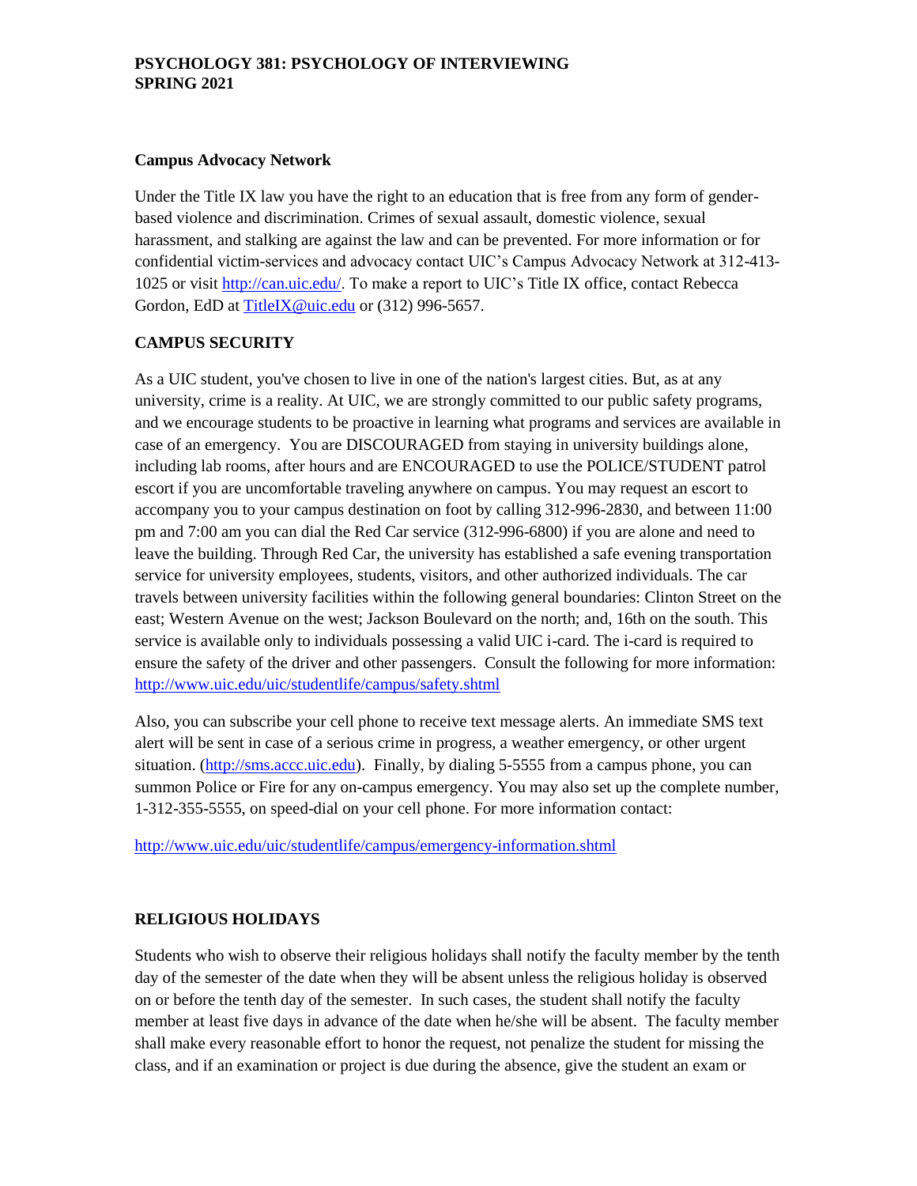**Campus Advocacy Network**

Under the Title IX law you have the right to an education that is free from any form of gender-based violence and discrimination. Crimes of sexual assault, domestic violence, sexual harassment, and stalking are against the law and can be prevented. For more information or for confidential victim-services and advocacy contact UIC's Campus Advocacy Network at 312-413-1025 or visit http://can.uic.edu/. To make a report to UIC's Title IX office, contact Rebecca Gordon, EdD at TitleIX@uic.edu or (312) 996-5657.

**CAMPUS SECURITY**

As a UIC student, you've chosen to live in one of the nation's largest cities. But, as at any university, crime is a reality. At UIC, we are strongly committed to our public safety programs, and we encourage students to be proactive in learning what programs and services are available in case of an emergency. You are DISCOURAGED from staying in university buildings alone, including lab rooms, after hours and are ENCOURAGED to use the POLICE/STUDENT patrol escort if you are uncomfortable traveling anywhere on campus. You may request an escort to accompany you to your campus destination on foot by calling 312-996-2830, and between 11:00 pm and 7:00 am you can dial the Red Car service (312-996-6800) if you are alone and need to leave the building. Through Red Car, the university has established a safe evening transportation service for university employees, students, visitors, and other authorized individuals. The car travels between university facilities within the following general boundaries: Clinton Street on the east; Western Avenue on the west; Jackson Boulevard on the north; and, 16th on the south. This service is available only to individuals possessing a valid UIC i-card. The i-card is required to ensure the safety of the driver and other passengers. Consult the following for more information: http://www.uic.edu/uic/studentlife/campus/safety.shtml

Also, you can subscribe your cell phone to receive text message alerts. An immediate SMS text alert will be sent in case of a serious crime in progress, a weather emergency, or other urgent situation. (http://sms.accc.uic.edu). Finally, by dialing 5-5555 from a campus phone, you can summon Police or Fire for any on-campus emergency. You may also set up the complete number, 1-312-355-5555, on speed-dial on your cell phone. For more information contact:

http://www.uic.edu/uic/studentlife/campus/emergency-information.shtml

**RELIGIOUS HOLIDAYS**

Students who wish to observe their religious holidays shall notify the faculty member by the tenth day of the semester of the date when they will be absent unless the religious holiday is observed on or before the tenth day of the semester. In such cases, the student shall notify the faculty member at least five days in advance of the date when he/she will be absent. The faculty member shall make every reasonable effort to honor the request, not penalize the student for missing the class, and if an examination or project is due during the absence, give the student an exam or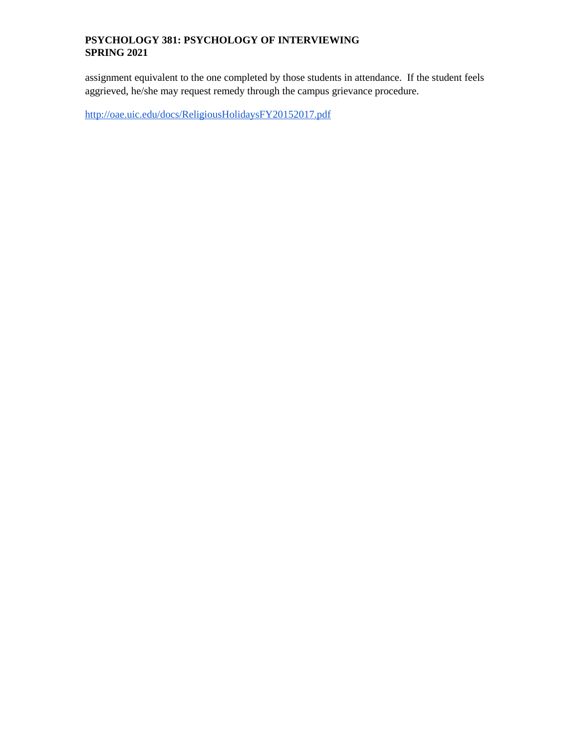assignment equivalent to the one completed by those students in attendance. If the student feels aggrieved, he/she may request remedy through the campus grievance procedure.

http://oae.uic.edu/docs/ReligiousHolidaysFY20152017.pdf